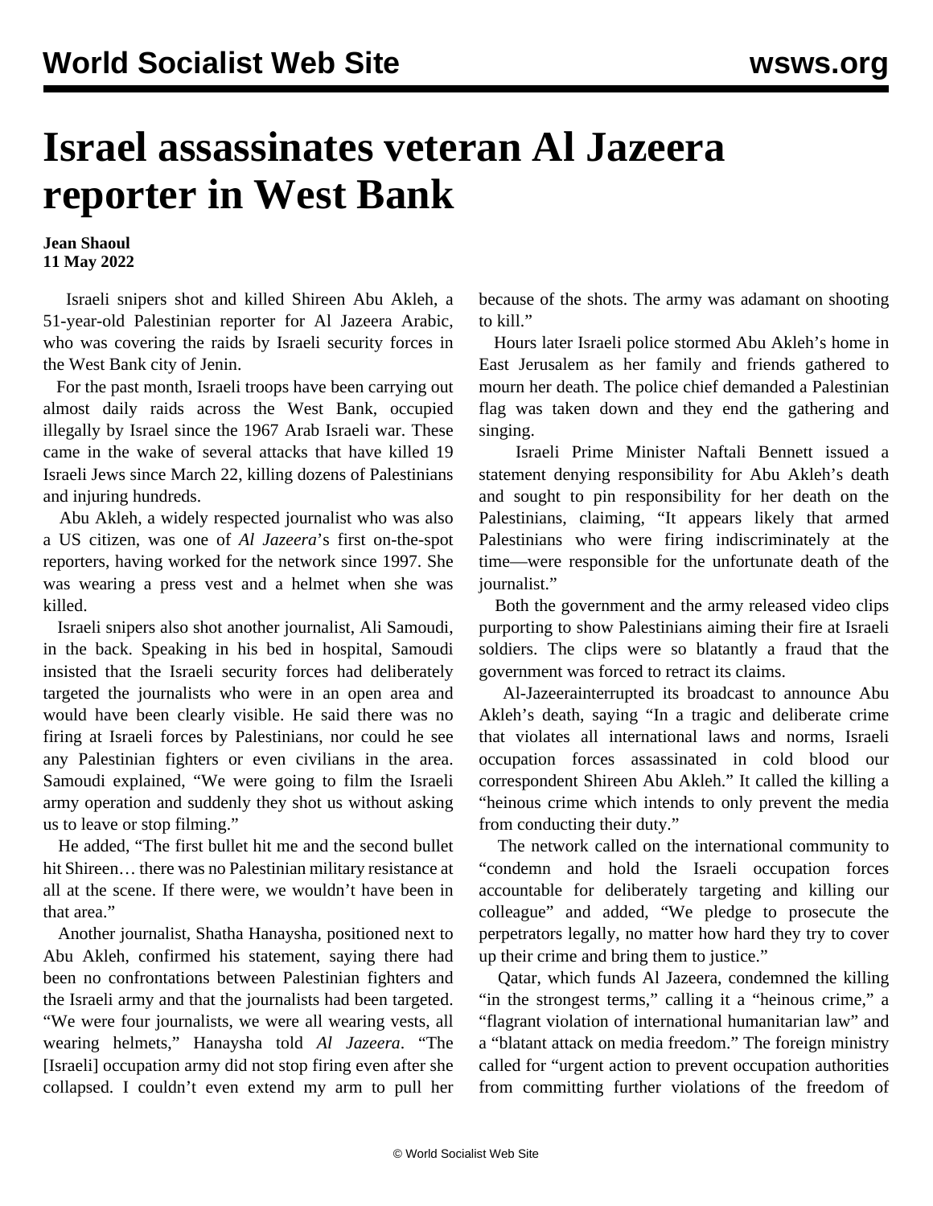# Israel assassinates veteran Al Jazeera reporter in West Bank

**Jean Shaoul**
**11 May 2022**

Israeli snipers shot and killed Shireen Abu Akleh, a 51-year-old Palestinian reporter for Al Jazeera Arabic, who was covering the raids by Israeli security forces in the West Bank city of Jenin.

For the past month, Israeli troops have been carrying out almost daily raids across the West Bank, occupied illegally by Israel since the 1967 Arab Israeli war. These came in the wake of several attacks that have killed 19 Israeli Jews since March 22, killing dozens of Palestinians and injuring hundreds.

Abu Akleh, a widely respected journalist who was also a US citizen, was one of *Al Jazeera*'s first on-the-spot reporters, having worked for the network since 1997. She was wearing a press vest and a helmet when she was killed.

Israeli snipers also shot another journalist, Ali Samoudi, in the back. Speaking in his bed in hospital, Samoudi insisted that the Israeli security forces had deliberately targeted the journalists who were in an open area and would have been clearly visible. He said there was no firing at Israeli forces by Palestinians, nor could he see any Palestinian fighters or even civilians in the area. Samoudi explained, "We were going to film the Israeli army operation and suddenly they shot us without asking us to leave or stop filming."

He added, "The first bullet hit me and the second bullet hit Shireen… there was no Palestinian military resistance at all at the scene. If there were, we wouldn't have been in that area."

Another journalist, Shatha Hanaysha, positioned next to Abu Akleh, confirmed his statement, saying there had been no confrontations between Palestinian fighters and the Israeli army and that the journalists had been targeted. "We were four journalists, we were all wearing vests, all wearing helmets," Hanaysha told *Al Jazeera*. "The [Israeli] occupation army did not stop firing even after she collapsed. I couldn't even extend my arm to pull her because of the shots. The army was adamant on shooting to kill."

Hours later Israeli police stormed Abu Akleh's home in East Jerusalem as her family and friends gathered to mourn her death. The police chief demanded a Palestinian flag was taken down and they end the gathering and singing.

Israeli Prime Minister Naftali Bennett issued a statement denying responsibility for Abu Akleh's death and sought to pin responsibility for her death on the Palestinians, claiming, "It appears likely that armed Palestinians who were firing indiscriminately at the time—were responsible for the unfortunate death of the journalist."

Both the government and the army released video clips purporting to show Palestinians aiming their fire at Israeli soldiers. The clips were so blatantly a fraud that the government was forced to retract its claims.

Al-Jazeerainterrupted its broadcast to announce Abu Akleh's death, saying "In a tragic and deliberate crime that violates all international laws and norms, Israeli occupation forces assassinated in cold blood our correspondent Shireen Abu Akleh." It called the killing a "heinous crime which intends to only prevent the media from conducting their duty."

The network called on the international community to "condemn and hold the Israeli occupation forces accountable for deliberately targeting and killing our colleague" and added, "We pledge to prosecute the perpetrators legally, no matter how hard they try to cover up their crime and bring them to justice."

Qatar, which funds Al Jazeera, condemned the killing "in the strongest terms," calling it a "heinous crime," a "flagrant violation of international humanitarian law" and a "blatant attack on media freedom." The foreign ministry called for "urgent action to prevent occupation authorities from committing further violations of the freedom of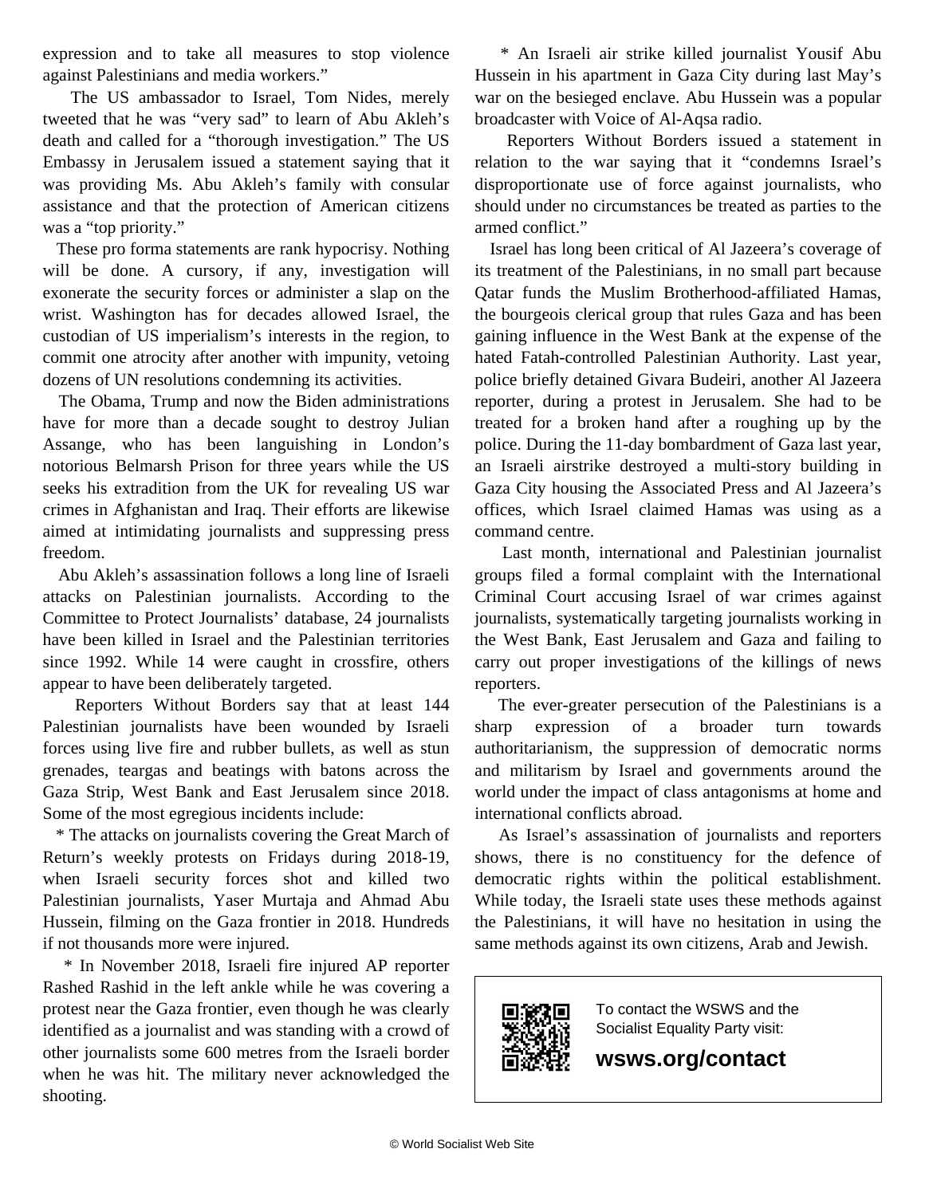expression and to take all measures to stop violence against Palestinians and media workers."

The US ambassador to Israel, Tom Nides, merely tweeted that he was "very sad" to learn of Abu Akleh's death and called for a "thorough investigation." The US Embassy in Jerusalem issued a statement saying that it was providing Ms. Abu Akleh's family with consular assistance and that the protection of American citizens was a "top priority."

These pro forma statements are rank hypocrisy. Nothing will be done. A cursory, if any, investigation will exonerate the security forces or administer a slap on the wrist. Washington has for decades allowed Israel, the custodian of US imperialism's interests in the region, to commit one atrocity after another with impunity, vetoing dozens of UN resolutions condemning its activities.

The Obama, Trump and now the Biden administrations have for more than a decade sought to destroy Julian Assange, who has been languishing in London's notorious Belmarsh Prison for three years while the US seeks his extradition from the UK for revealing US war crimes in Afghanistan and Iraq. Their efforts are likewise aimed at intimidating journalists and suppressing press freedom.

Abu Akleh's assassination follows a long line of Israeli attacks on Palestinian journalists. According to the Committee to Protect Journalists' database, 24 journalists have been killed in Israel and the Palestinian territories since 1992. While 14 were caught in crossfire, others appear to have been deliberately targeted.

Reporters Without Borders say that at least 144 Palestinian journalists have been wounded by Israeli forces using live fire and rubber bullets, as well as stun grenades, teargas and beatings with batons across the Gaza Strip, West Bank and East Jerusalem since 2018. Some of the most egregious incidents include:

* The attacks on journalists covering the Great March of Return's weekly protests on Fridays during 2018-19, when Israeli security forces shot and killed two Palestinian journalists, Yaser Murtaja and Ahmad Abu Hussein, filming on the Gaza frontier in 2018. Hundreds if not thousands more were injured.

* In November 2018, Israeli fire injured AP reporter Rashed Rashid in the left ankle while he was covering a protest near the Gaza frontier, even though he was clearly identified as a journalist and was standing with a crowd of other journalists some 600 metres from the Israeli border when he was hit. The military never acknowledged the shooting.

* An Israeli air strike killed journalist Yousif Abu Hussein in his apartment in Gaza City during last May's war on the besieged enclave. Abu Hussein was a popular broadcaster with Voice of Al-Aqsa radio.

Reporters Without Borders issued a statement in relation to the war saying that it "condemns Israel's disproportionate use of force against journalists, who should under no circumstances be treated as parties to the armed conflict."

Israel has long been critical of Al Jazeera's coverage of its treatment of the Palestinians, in no small part because Qatar funds the Muslim Brotherhood-affiliated Hamas, the bourgeois clerical group that rules Gaza and has been gaining influence in the West Bank at the expense of the hated Fatah-controlled Palestinian Authority. Last year, police briefly detained Givara Budeiri, another Al Jazeera reporter, during a protest in Jerusalem. She had to be treated for a broken hand after a roughing up by the police. During the 11-day bombardment of Gaza last year, an Israeli airstrike destroyed a multi-story building in Gaza City housing the Associated Press and Al Jazeera's offices, which Israel claimed Hamas was using as a command centre.

Last month, international and Palestinian journalist groups filed a formal complaint with the International Criminal Court accusing Israel of war crimes against journalists, systematically targeting journalists working in the West Bank, East Jerusalem and Gaza and failing to carry out proper investigations of the killings of news reporters.

The ever-greater persecution of the Palestinians is a sharp expression of a broader turn towards authoritarianism, the suppression of democratic norms and militarism by Israel and governments around the world under the impact of class antagonisms at home and international conflicts abroad.

As Israel's assassination of journalists and reporters shows, there is no constituency for the defence of democratic rights within the political establishment. While today, the Israeli state uses these methods against the Palestinians, it will have no hesitation in using the same methods against its own citizens, Arab and Jewish.

To contact the WSWS and the Socialist Equality Party visit:

**wsws.org/contact**